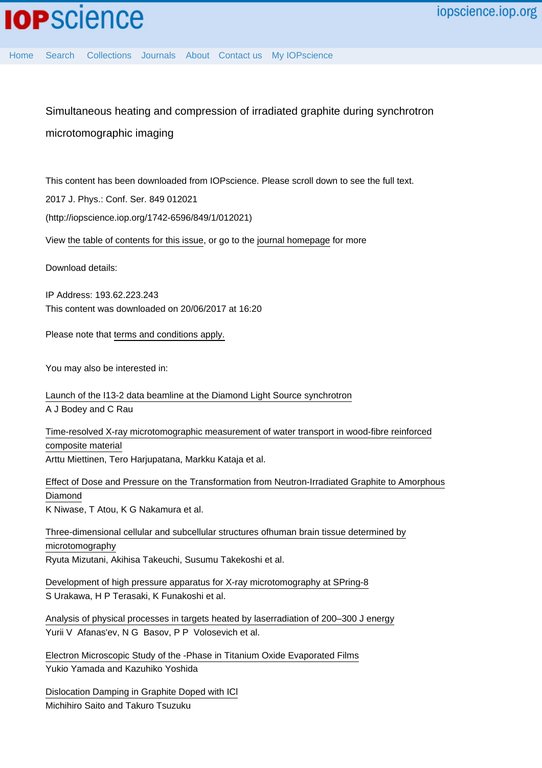# Simultaneous heating and compression of irradiated graphite during synchrotron microtomographic imaging

This content has been downloaded from IOPscience. Please scroll down to see the full text.

2017 J. Phys.: Conf. Ser. 849 012021

(http://iopscience.iop.org/1742-6596/849/1/012021)

View the table of contents for this issue, or go to the journal homepage for more

Download details:

IP Address: 193.62.223.243
This content was downloaded on 20/06/2017 at 16:20

Please note that terms and conditions apply.

You may also be interested in:

Launch of the I13-2 data beamline at the Diamond Light Source synchrotron
A J Bodey and C Rau

Time-resolved X-ray microtomographic measurement of water transport in wood-fibre reinforced composite material
Arttu Miettinen, Tero Harjupatana, Markku Kataja et al.

Effect of Dose and Pressure on the Transformation from Neutron-Irradiated Graphite to Amorphous Diamond
K Niwase, T Atou, K G Nakamura et al.

Three-dimensional cellular and subcellular structures ofhuman brain tissue determined by microtomography
Ryuta Mizutani, Akihisa Takeuchi, Susumu Takekoshi et al.

Development of high pressure apparatus for X-ray microtomography at SPring-8
S Urakawa, H P Terasaki, K Funakoshi et al.

Analysis of physical processes in targets heated by laserradiation of 200–300 J energy
Yurii V Afanas'ev, N G Basov, P P Volosevich et al.

Electron Microscopic Study of the -Phase in Titanium Oxide Evaporated Films
Yukio Yamada and Kazuhiko Yoshida

Dislocation Damping in Graphite Doped with ICl
Michihiro Saito and Takuro Tsuzuku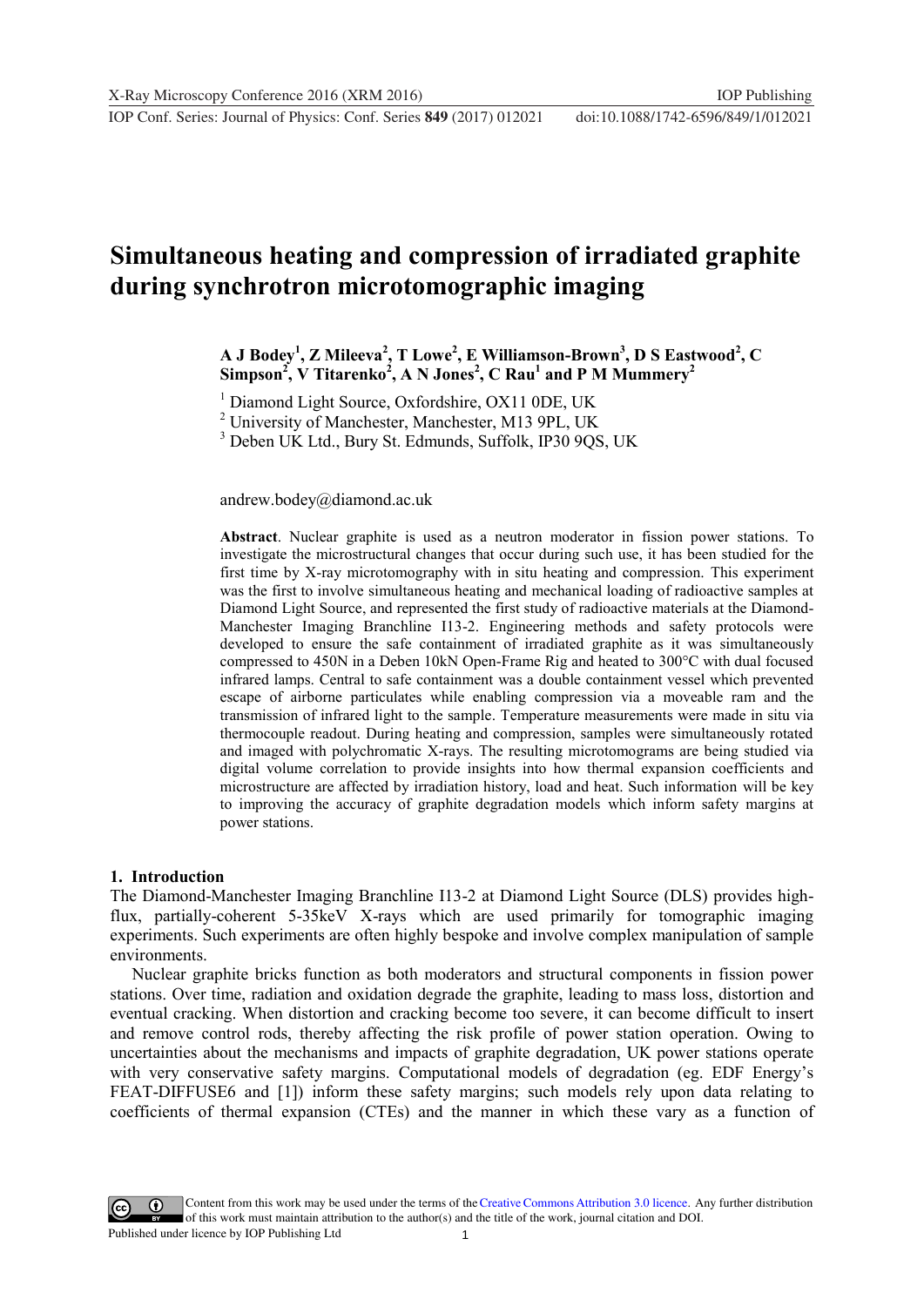# Simultaneous heating and compression of irradiated graphite during synchrotron microtomographic imaging

**A J Bodey[1], Z Mileeva[2], T Lowe[2], E Williamson-Brown[3], D S Eastwood[2], C Simpson[2], V Titarenko[2], A N Jones[2], C Rau[1] and P M Mummery[2]**

[1] Diamond Light Source, Oxfordshire, OX11 0DE, UK

[2] University of Manchester, Manchester, M13 9PL, UK

[3] Deben UK Ltd., Bury St. Edmunds, Suffolk, IP30 9QS, UK

andrew.bodey@diamond.ac.uk

**Abstract**. Nuclear graphite is used as a neutron moderator in fission power stations. To investigate the microstructural changes that occur during such use, it has been studied for the first time by X-ray microtomography with in situ heating and compression. This experiment was the first to involve simultaneous heating and mechanical loading of radioactive samples at Diamond Light Source, and represented the first study of radioactive materials at the Diamond-Manchester Imaging Branchline I13-2. Engineering methods and safety protocols were developed to ensure the safe containment of irradiated graphite as it was simultaneously compressed to 450N in a Deben 10kN Open-Frame Rig and heated to 300°C with dual focused infrared lamps. Central to safe containment was a double containment vessel which prevented escape of airborne particulates while enabling compression via a moveable ram and the transmission of infrared light to the sample. Temperature measurements were made in situ via thermocouple readout. During heating and compression, samples were simultaneously rotated and imaged with polychromatic X-rays. The resulting microtomograms are being studied via digital volume correlation to provide insights into how thermal expansion coefficients and microstructure are affected by irradiation history, load and heat. Such information will be key to improving the accuracy of graphite degradation models which inform safety margins at power stations.

## 1. Introduction

The Diamond-Manchester Imaging Branchline I13-2 at Diamond Light Source (DLS) provides high-flux, partially-coherent 5-35keV X-rays which are used primarily for tomographic imaging experiments. Such experiments are often highly bespoke and involve complex manipulation of sample environments.

Nuclear graphite bricks function as both moderators and structural components in fission power stations. Over time, radiation and oxidation degrade the graphite, leading to mass loss, distortion and eventual cracking. When distortion and cracking become too severe, it can become difficult to insert and remove control rods, thereby affecting the risk profile of power station operation. Owing to uncertainties about the mechanisms and impacts of graphite degradation, UK power stations operate with very conservative safety margins. Computational models of degradation (eg. EDF Energy's FEAT-DIFFUSE6 and [1]) inform these safety margins; such models rely upon data relating to coefficients of thermal expansion (CTEs) and the manner in which these vary as a function of

Content from this work may be used under the terms of the Creative Commons Attribution 3.0 licence. Any further distribution of this work must maintain attribution to the author(s) and the title of the work, journal citation and DOI.
Published under licence by IOP Publishing Ltd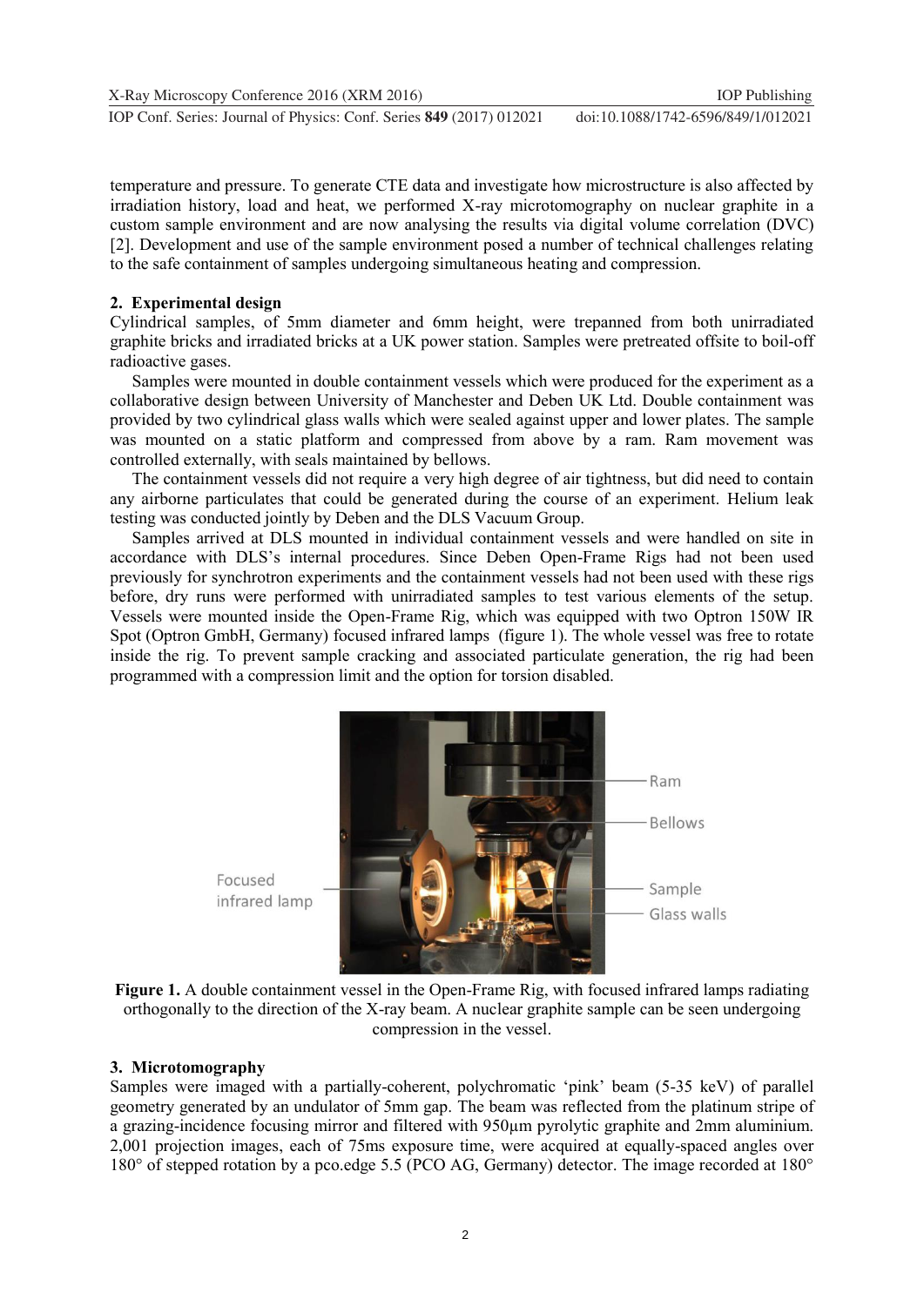temperature and pressure. To generate CTE data and investigate how microstructure is also affected by irradiation history, load and heat, we performed X-ray microtomography on nuclear graphite in a custom sample environment and are now analysing the results via digital volume correlation (DVC) [2]. Development and use of the sample environment posed a number of technical challenges relating to the safe containment of samples undergoing simultaneous heating and compression.

## 2. Experimental design

Cylindrical samples, of 5mm diameter and 6mm height, were trepanned from both unirradiated graphite bricks and irradiated bricks at a UK power station. Samples were pretreated offsite to boil-off radioactive gases.

Samples were mounted in double containment vessels which were produced for the experiment as a collaborative design between University of Manchester and Deben UK Ltd. Double containment was provided by two cylindrical glass walls which were sealed against upper and lower plates. The sample was mounted on a static platform and compressed from above by a ram. Ram movement was controlled externally, with seals maintained by bellows.

The containment vessels did not require a very high degree of air tightness, but did need to contain any airborne particulates that could be generated during the course of an experiment. Helium leak testing was conducted jointly by Deben and the DLS Vacuum Group.

Samples arrived at DLS mounted in individual containment vessels and were handled on site in accordance with DLS's internal procedures. Since Deben Open-Frame Rigs had not been used previously for synchrotron experiments and the containment vessels had not been used with these rigs before, dry runs were performed with unirradiated samples to test various elements of the setup. Vessels were mounted inside the Open-Frame Rig, which was equipped with two Optron 150W IR Spot (Optron GmbH, Germany) focused infrared lamps (figure 1). The whole vessel was free to rotate inside the rig. To prevent sample cracking and associated particulate generation, the rig had been programmed with a compression limit and the option for torsion disabled.

**Figure 1.** A double containment vessel in the Open-Frame Rig, with focused infrared lamps radiating orthogonally to the direction of the X-ray beam. A nuclear graphite sample can be seen undergoing compression in the vessel.

## 3. Microtomography

Samples were imaged with a partially-coherent, polychromatic 'pink' beam (5-35 keV) of parallel geometry generated by an undulator of 5mm gap. The beam was reflected from the platinum stripe of a grazing-incidence focusing mirror and filtered with 950μm pyrolytic graphite and 2mm aluminium. 2,001 projection images, each of 75ms exposure time, were acquired at equally-spaced angles over 180° of stepped rotation by a pco.edge 5.5 (PCO AG, Germany) detector. The image recorded at 180°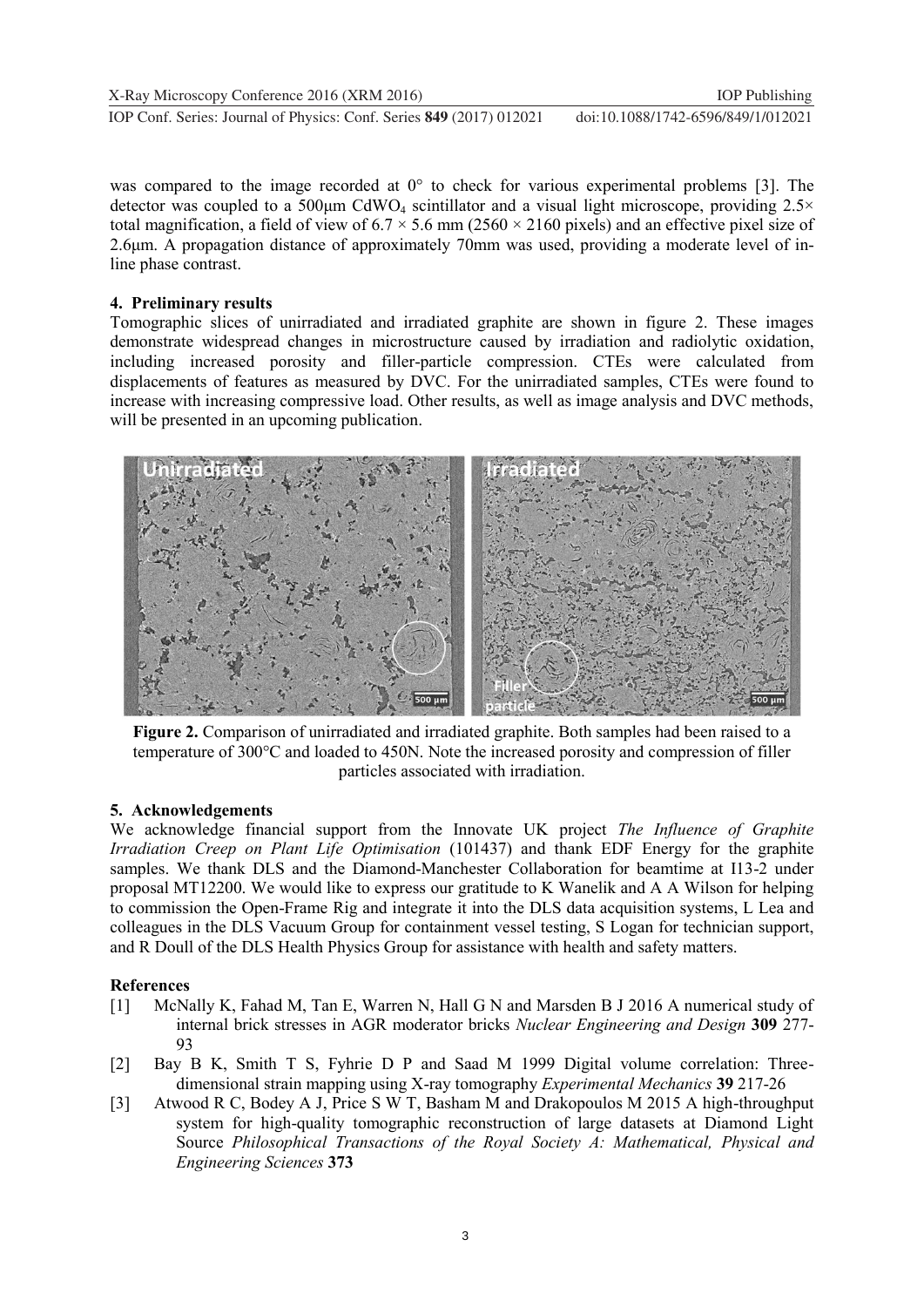was compared to the image recorded at 0° to check for various experimental problems [3]. The detector was coupled to a 500μm $CdWO_4$ scintillator and a visual light microscope, providing 2.5× total magnification, a field of view of 6.7 × 5.6 mm (2560 × 2160 pixels) and an effective pixel size of 2.6μm. A propagation distance of approximately 70mm was used, providing a moderate level of in-line phase contrast.

## 4. Preliminary results

Tomographic slices of unirradiated and irradiated graphite are shown in figure 2. These images demonstrate widespread changes in microstructure caused by irradiation and radiolytic oxidation, including increased porosity and filler-particle compression. CTEs were calculated from displacements of features as measured by DVC. For the unirradiated samples, CTEs were found to increase with increasing compressive load. Other results, as well as image analysis and DVC methods, will be presented in an upcoming publication.

Unirradiated

Irradiated

Filler particle

500 μm

500 μm

**Figure 2.** Comparison of unirradiated and irradiated graphite. Both samples had been raised to a temperature of 300°C and loaded to 450N. Note the increased porosity and compression of filler particles associated with irradiation.

## 5. Acknowledgements

We acknowledge financial support from the Innovate UK project *The Influence of Graphite Irradiation Creep on Plant Life Optimisation* (101437) and thank EDF Energy for the graphite samples. We thank DLS and the Diamond-Manchester Collaboration for beamtime at I13-2 under proposal MT12200. We would like to express our gratitude to K Wanelik and A A Wilson for helping to commission the Open-Frame Rig and integrate it into the DLS data acquisition systems, L Lea and colleagues in the DLS Vacuum Group for containment vessel testing, S Logan for technician support, and R Doull of the DLS Health Physics Group for assistance with health and safety matters.

## References

[1] McNally K, Fahad M, Tan E, Warren N, Hall G N and Marsden B J 2016 A numerical study of internal brick stresses in AGR moderator bricks *Nuclear Engineering and Design* **309** 277-93

[2] Bay B K, Smith T S, Fyhrie D P and Saad M 1999 Digital volume correlation: Three-dimensional strain mapping using X-ray tomography *Experimental Mechanics* **39** 217-26

[3] Atwood R C, Bodey A J, Price S W T, Basham M and Drakopoulos M 2015 A high-throughput system for high-quality tomographic reconstruction of large datasets at Diamond Light Source *Philosophical Transactions of the Royal Society A: Mathematical, Physical and Engineering Sciences* **373**